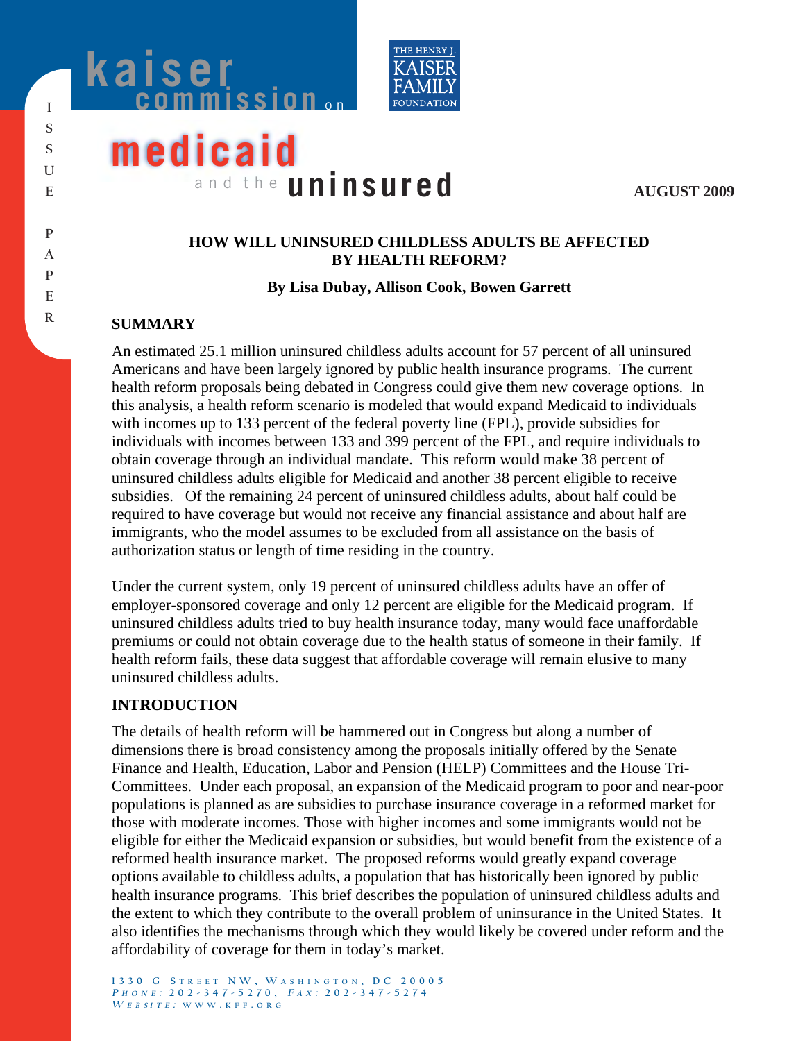kaiser commission on medicaid and the uninsured

THE HENRY J. KAISER FAMILY FOUNDATION

ISSUE PAPER

**AUGUST 2009**

## HOW WILL UNINSURED CHILDLESS ADULTS BE AFFECTED BY HEALTH REFORM?

**By Lisa Dubay, Allison Cook, Bowen Garrett**

## SUMMARY

An estimated 25.1 million uninsured childless adults account for 57 percent of all uninsured Americans and have been largely ignored by public health insurance programs. The current health reform proposals being debated in Congress could give them new coverage options. In this analysis, a health reform scenario is modeled that would expand Medicaid to individuals with incomes up to 133 percent of the federal poverty line (FPL), provide subsidies for individuals with incomes between 133 and 399 percent of the FPL, and require individuals to obtain coverage through an individual mandate. This reform would make 38 percent of uninsured childless adults eligible for Medicaid and another 38 percent eligible to receive subsidies. Of the remaining 24 percent of uninsured childless adults, about half could be required to have coverage but would not receive any financial assistance and about half are immigrants, who the model assumes to be excluded from all assistance on the basis of authorization status or length of time residing in the country.

Under the current system, only 19 percent of uninsured childless adults have an offer of employer-sponsored coverage and only 12 percent are eligible for the Medicaid program. If uninsured childless adults tried to buy health insurance today, many would face unaffordable premiums or could not obtain coverage due to the health status of someone in their family. If health reform fails, these data suggest that affordable coverage will remain elusive to many uninsured childless adults.

## INTRODUCTION

The details of health reform will be hammered out in Congress but along a number of dimensions there is broad consistency among the proposals initially offered by the Senate Finance and Health, Education, Labor and Pension (HELP) Committees and the House Tri-Committees. Under each proposal, an expansion of the Medicaid program to poor and near-poor populations is planned as are subsidies to purchase insurance coverage in a reformed market for those with moderate incomes. Those with higher incomes and some immigrants would not be eligible for either the Medicaid expansion or subsidies, but would benefit from the existence of a reformed health insurance market. The proposed reforms would greatly expand coverage options available to childless adults, a population that has historically been ignored by public health insurance programs. This brief describes the population of uninsured childless adults and the extent to which they contribute to the overall problem of uninsurance in the United States. It also identifies the mechanisms through which they would likely be covered under reform and the affordability of coverage for them in today's market.

1330 G Street NW, Washington, DC 20005
*Phone:* 202-347-5270, *Fax:* 202-347-5274
*Website:* www.kff.org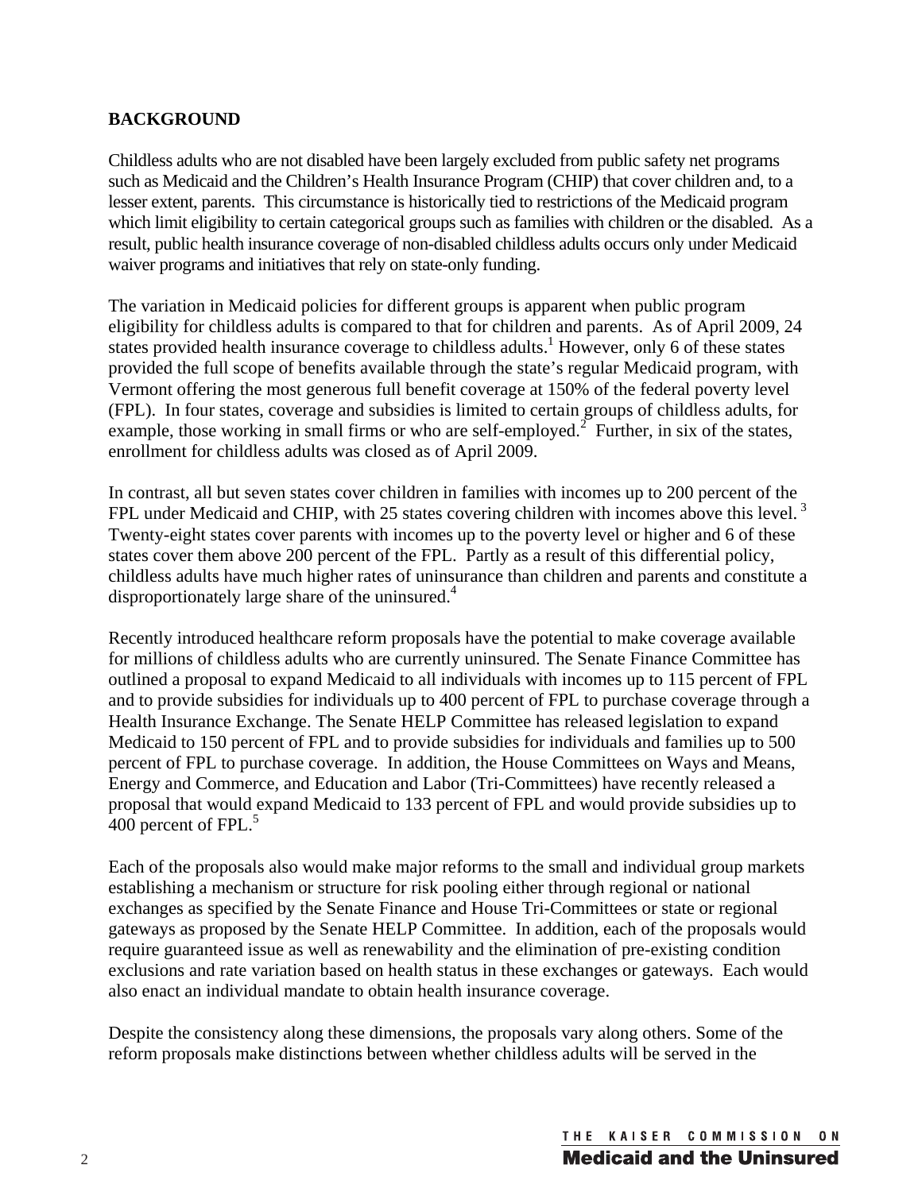## BACKGROUND

Childless adults who are not disabled have been largely excluded from public safety net programs such as Medicaid and the Children's Health Insurance Program (CHIP) that cover children and, to a lesser extent, parents. This circumstance is historically tied to restrictions of the Medicaid program which limit eligibility to certain categorical groups such as families with children or the disabled. As a result, public health insurance coverage of non-disabled childless adults occurs only under Medicaid waiver programs and initiatives that rely on state-only funding.

The variation in Medicaid policies for different groups is apparent when public program eligibility for childless adults is compared to that for children and parents. As of April 2009, 24 states provided health insurance coverage to childless adults.[1] However, only 6 of these states provided the full scope of benefits available through the state's regular Medicaid program, with Vermont offering the most generous full benefit coverage at 150% of the federal poverty level (FPL). In four states, coverage and subsidies is limited to certain groups of childless adults, for example, those working in small firms or who are self-employed.[2] Further, in six of the states, enrollment for childless adults was closed as of April 2009.

In contrast, all but seven states cover children in families with incomes up to 200 percent of the FPL under Medicaid and CHIP, with 25 states covering children with incomes above this level.[3] Twenty-eight states cover parents with incomes up to the poverty level or higher and 6 of these states cover them above 200 percent of the FPL. Partly as a result of this differential policy, childless adults have much higher rates of uninsurance than children and parents and constitute a disproportionately large share of the uninsured.[4]

Recently introduced healthcare reform proposals have the potential to make coverage available for millions of childless adults who are currently uninsured. The Senate Finance Committee has outlined a proposal to expand Medicaid to all individuals with incomes up to 115 percent of FPL and to provide subsidies for individuals up to 400 percent of FPL to purchase coverage through a Health Insurance Exchange. The Senate HELP Committee has released legislation to expand Medicaid to 150 percent of FPL and to provide subsidies for individuals and families up to 500 percent of FPL to purchase coverage. In addition, the House Committees on Ways and Means, Energy and Commerce, and Education and Labor (Tri-Committees) have recently released a proposal that would expand Medicaid to 133 percent of FPL and would provide subsidies up to 400 percent of FPL.[5]

Each of the proposals also would make major reforms to the small and individual group markets establishing a mechanism or structure for risk pooling either through regional or national exchanges as specified by the Senate Finance and House Tri-Committees or state or regional gateways as proposed by the Senate HELP Committee. In addition, each of the proposals would require guaranteed issue as well as renewability and the elimination of pre-existing condition exclusions and rate variation based on health status in these exchanges or gateways. Each would also enact an individual mandate to obtain health insurance coverage.

Despite the consistency along these dimensions, the proposals vary along others. Some of the reform proposals make distinctions between whether childless adults will be served in the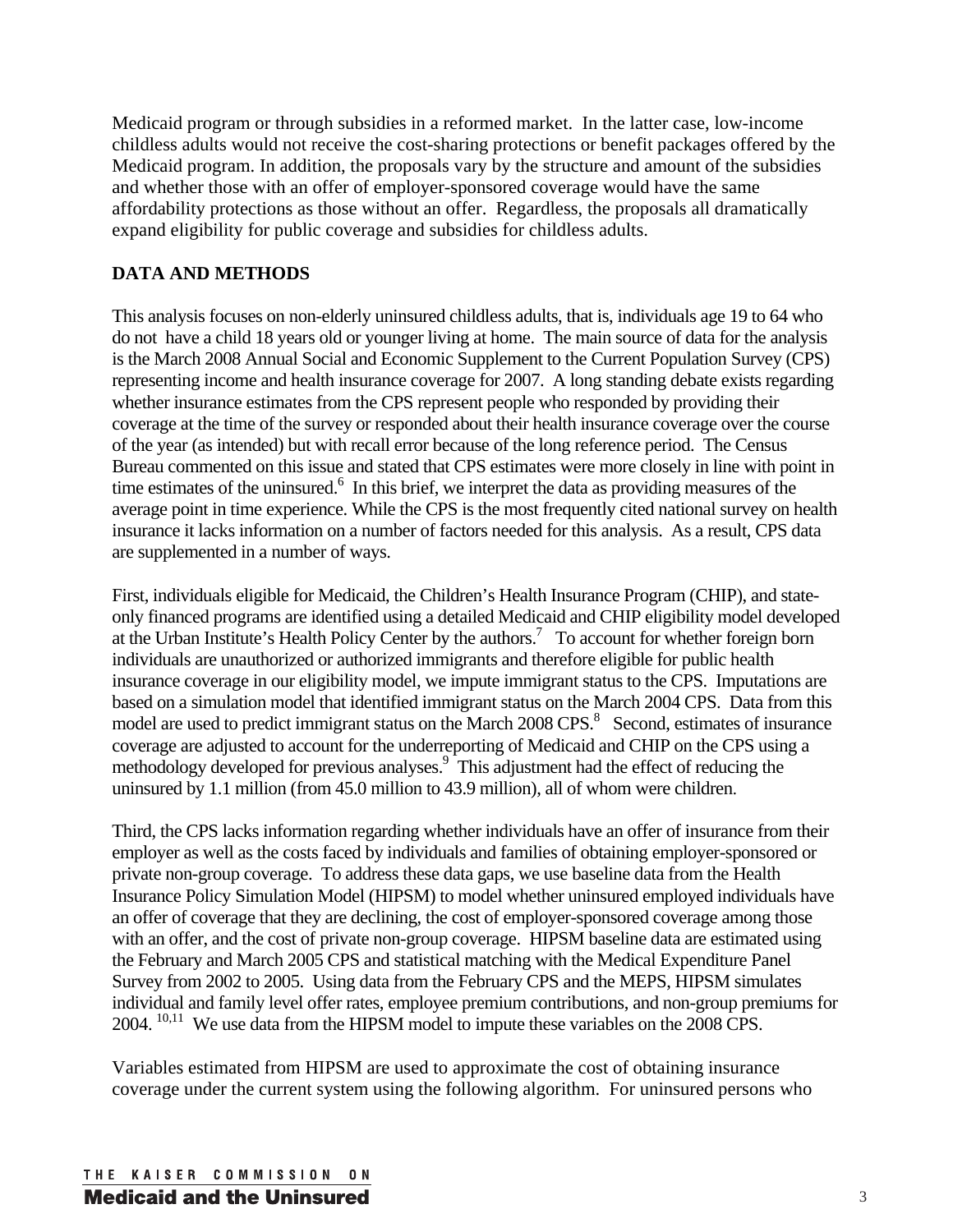Medicaid program or through subsidies in a reformed market. In the latter case, low-income childless adults would not receive the cost-sharing protections or benefit packages offered by the Medicaid program. In addition, the proposals vary by the structure and amount of the subsidies and whether those with an offer of employer-sponsored coverage would have the same affordability protections as those without an offer. Regardless, the proposals all dramatically expand eligibility for public coverage and subsidies for childless adults.

## DATA AND METHODS

This analysis focuses on non-elderly uninsured childless adults, that is, individuals age 19 to 64 who do not have a child 18 years old or younger living at home. The main source of data for the analysis is the March 2008 Annual Social and Economic Supplement to the Current Population Survey (CPS) representing income and health insurance coverage for 2007. A long standing debate exists regarding whether insurance estimates from the CPS represent people who responded by providing their coverage at the time of the survey or responded about their health insurance coverage over the course of the year (as intended) but with recall error because of the long reference period. The Census Bureau commented on this issue and stated that CPS estimates were more closely in line with point in time estimates of the uninsured.[6] In this brief, we interpret the data as providing measures of the average point in time experience. While the CPS is the most frequently cited national survey on health insurance it lacks information on a number of factors needed for this analysis. As a result, CPS data are supplemented in a number of ways.

First, individuals eligible for Medicaid, the Children's Health Insurance Program (CHIP), and state-only financed programs are identified using a detailed Medicaid and CHIP eligibility model developed at the Urban Institute's Health Policy Center by the authors.[7] To account for whether foreign born individuals are unauthorized or authorized immigrants and therefore eligible for public health insurance coverage in our eligibility model, we impute immigrant status to the CPS. Imputations are based on a simulation model that identified immigrant status on the March 2004 CPS. Data from this model are used to predict immigrant status on the March 2008 CPS.[8] Second, estimates of insurance coverage are adjusted to account for the underreporting of Medicaid and CHIP on the CPS using a methodology developed for previous analyses.[9] This adjustment had the effect of reducing the uninsured by 1.1 million (from 45.0 million to 43.9 million), all of whom were children.

Third, the CPS lacks information regarding whether individuals have an offer of insurance from their employer as well as the costs faced by individuals and families of obtaining employer-sponsored or private non-group coverage. To address these data gaps, we use baseline data from the Health Insurance Policy Simulation Model (HIPSM) to model whether uninsured employed individuals have an offer of coverage that they are declining, the cost of employer-sponsored coverage among those with an offer, and the cost of private non-group coverage. HIPSM baseline data are estimated using the February and March 2005 CPS and statistical matching with the Medical Expenditure Panel Survey from 2002 to 2005. Using data from the February CPS and the MEPS, HIPSM simulates individual and family level offer rates, employee premium contributions, and non-group premiums for 2004.[10,11] We use data from the HIPSM model to impute these variables on the 2008 CPS.

Variables estimated from HIPSM are used to approximate the cost of obtaining insurance coverage under the current system using the following algorithm. For uninsured persons who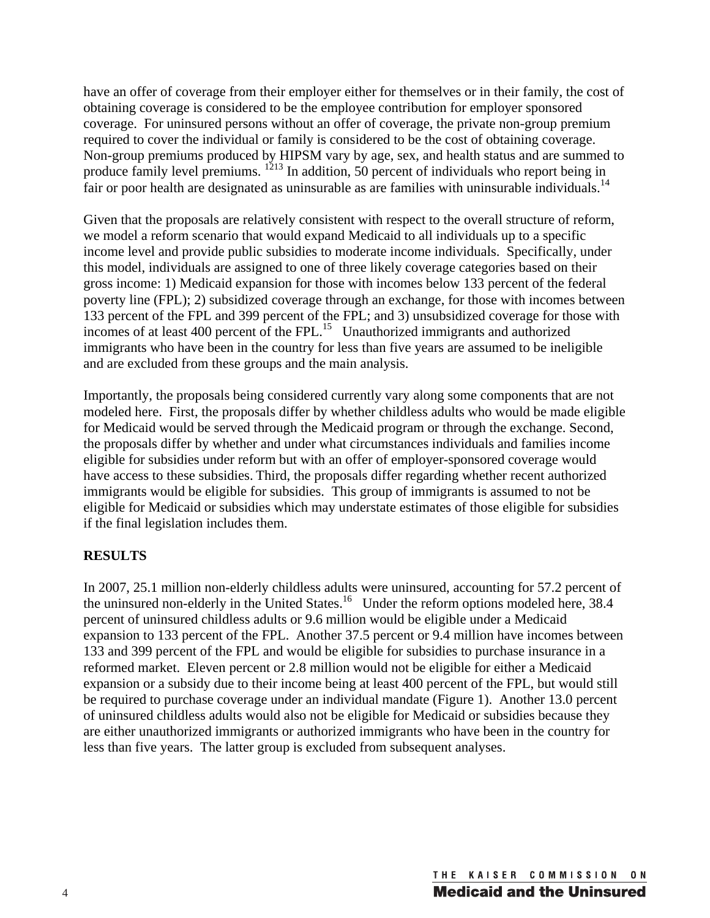have an offer of coverage from their employer either for themselves or in their family, the cost of obtaining coverage is considered to be the employee contribution for employer sponsored coverage. For uninsured persons without an offer of coverage, the private non-group premium required to cover the individual or family is considered to be the cost of obtaining coverage. Non-group premiums produced by HIPSM vary by age, sex, and health status and are summed to produce family level premiums. [12][13] In addition, 50 percent of individuals who report being in fair or poor health are designated as uninsurable as are families with uninsurable individuals.[14]

Given that the proposals are relatively consistent with respect to the overall structure of reform, we model a reform scenario that would expand Medicaid to all individuals up to a specific income level and provide public subsidies to moderate income individuals. Specifically, under this model, individuals are assigned to one of three likely coverage categories based on their gross income: 1) Medicaid expansion for those with incomes below 133 percent of the federal poverty line (FPL); 2) subsidized coverage through an exchange, for those with incomes between 133 percent of the FPL and 399 percent of the FPL; and 3) unsubsidized coverage for those with incomes of at least 400 percent of the FPL.[15] Unauthorized immigrants and authorized immigrants who have been in the country for less than five years are assumed to be ineligible and are excluded from these groups and the main analysis.

Importantly, the proposals being considered currently vary along some components that are not modeled here. First, the proposals differ by whether childless adults who would be made eligible for Medicaid would be served through the Medicaid program or through the exchange. Second, the proposals differ by whether and under what circumstances individuals and families income eligible for subsidies under reform but with an offer of employer-sponsored coverage would have access to these subsidies. Third, the proposals differ regarding whether recent authorized immigrants would be eligible for subsidies. This group of immigrants is assumed to not be eligible for Medicaid or subsidies which may understate estimates of those eligible for subsidies if the final legislation includes them.

**RESULTS**

In 2007, 25.1 million non-elderly childless adults were uninsured, accounting for 57.2 percent of the uninsured non-elderly in the United States.[16] Under the reform options modeled here, 38.4 percent of uninsured childless adults or 9.6 million would be eligible under a Medicaid expansion to 133 percent of the FPL. Another 37.5 percent or 9.4 million have incomes between 133 and 399 percent of the FPL and would be eligible for subsidies to purchase insurance in a reformed market. Eleven percent or 2.8 million would not be eligible for either a Medicaid expansion or a subsidy due to their income being at least 400 percent of the FPL, but would still be required to purchase coverage under an individual mandate (Figure 1). Another 13.0 percent of uninsured childless adults would also not be eligible for Medicaid or subsidies because they are either unauthorized immigrants or authorized immigrants who have been in the country for less than five years. The latter group is excluded from subsequent analyses.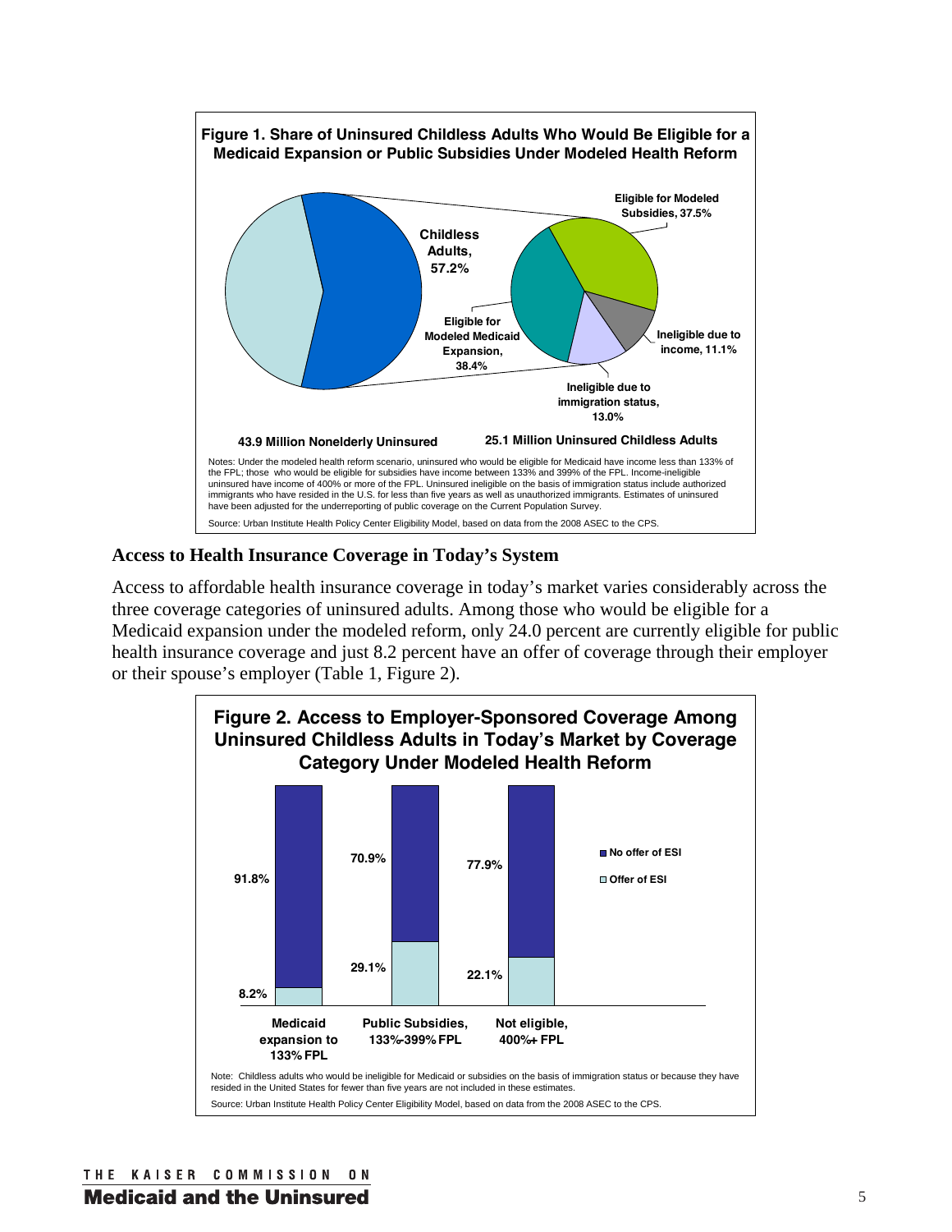**Figure 1. Share of Uninsured Childless Adults Who Would Be Eligible for a Medicaid Expansion or Public Subsidies Under Modeled Health Reform**

43.9 Million Nonelderly Uninsured: Childless Adults, 57.2%

25.1 Million Uninsured Childless Adults:

- Eligible for Modeled Subsidies, 37.5%
- Eligible for Modeled Medicaid Expansion, 38.4%
- Ineligible due to income, 11.1%
- Ineligible due to immigration status, 13.0%

Notes: Under the modeled health reform scenario, uninsured who would be eligible for Medicaid have income less than 133% of the FPL; those who would be eligible for subsidies have income between 133% and 399% of the FPL. Income-ineligible uninsured have income of 400% or more of the FPL. Uninsured ineligible on the basis of immigration status include authorized immigrants who have resided in the U.S. for less than five years as well as unauthorized immigrants. Estimates of uninsured have been adjusted for the underreporting of public coverage on the Current Population Survey.

Source: Urban Institute Health Policy Center Eligibility Model, based on data from the 2008 ASEC to the CPS.

## Access to Health Insurance Coverage in Today's System

Access to affordable health insurance coverage in today's market varies considerably across the three coverage categories of uninsured adults. Among those who would be eligible for a Medicaid expansion under the modeled reform, only 24.0 percent are currently eligible for public health insurance coverage and just 8.2 percent have an offer of coverage through their employer or their spouse's employer (Table 1, Figure 2).

**Figure 2. Access to Employer-Sponsored Coverage Among Uninsured Childless Adults in Today's Market by Coverage Category Under Modeled Health Reform**

| | Medicaid expansion to 133% FPL | Public Subsidies, 133%-399% FPL | Not eligible, 400%+ FPL |
|---|---|---|---|
| No offer of ESI | 91.8% | 70.9% | 77.9% |
| Offer of ESI | 8.2% | 29.1% | 22.1% |

Note: Childless adults who would be ineligible for Medicaid or subsidies on the basis of immigration status or because they have resided in the United States for fewer than five years are not included in these estimates.

Source: Urban Institute Health Policy Center Eligibility Model, based on data from the 2008 ASEC to the CPS.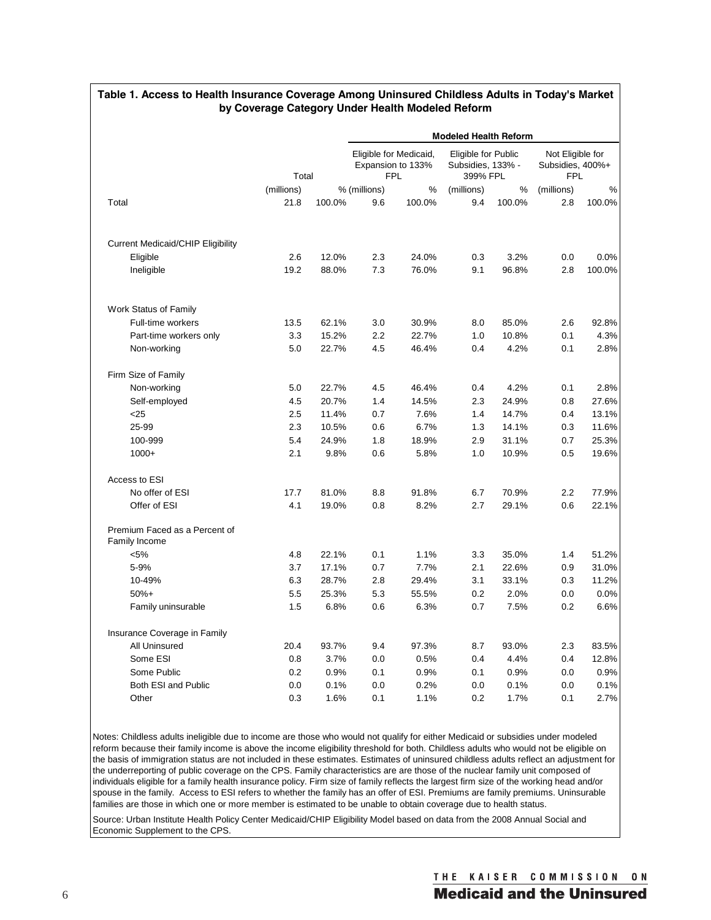**Table 1. Access to Health Insurance Coverage Among Uninsured Childless Adults in Today's Market by Coverage Category Under Health Modeled Reform**

| | Total | | Modeled Health Reform | | | | | |
|---|---|---|---|---|---|---|---|---|
| | | | Eligible for Medicaid, Expansion to 133% FPL | | Eligible for Public Subsidies, 133% - 399% FPL | | Not Eligible for Subsidies, 400%+ FPL | |
| | (millions) | % | (millions) | % | (millions) | % | (millions) | % |
| Total | 21.8 | 100.0% | 9.6 | 100.0% | 9.4 | 100.0% | 2.8 | 100.0% |
| **Current Medicaid/CHIP Eligibility** | | | | | | | | |
| Eligible | 2.6 | 12.0% | 2.3 | 24.0% | 0.3 | 3.2% | 0.0 | 0.0% |
| Ineligible | 19.2 | 88.0% | 7.3 | 76.0% | 9.1 | 96.8% | 2.8 | 100.0% |
| **Work Status of Family** | | | | | | | | |
| Full-time workers | 13.5 | 62.1% | 3.0 | 30.9% | 8.0 | 85.0% | 2.6 | 92.8% |
| Part-time workers only | 3.3 | 15.2% | 2.2 | 22.7% | 1.0 | 10.8% | 0.1 | 4.3% |
| Non-working | 5.0 | 22.7% | 4.5 | 46.4% | 0.4 | 4.2% | 0.1 | 2.8% |
| **Firm Size of Family** | | | | | | | | |
| Non-working | 5.0 | 22.7% | 4.5 | 46.4% | 0.4 | 4.2% | 0.1 | 2.8% |
| Self-employed | 4.5 | 20.7% | 1.4 | 14.5% | 2.3 | 24.9% | 0.8 | 27.6% |
| <25 | 2.5 | 11.4% | 0.7 | 7.6% | 1.4 | 14.7% | 0.4 | 13.1% |
| 25-99 | 2.3 | 10.5% | 0.6 | 6.7% | 1.3 | 14.1% | 0.3 | 11.6% |
| 100-999 | 5.4 | 24.9% | 1.8 | 18.9% | 2.9 | 31.1% | 0.7 | 25.3% |
| 1000+ | 2.1 | 9.8% | 0.6 | 5.8% | 1.0 | 10.9% | 0.5 | 19.6% |
| **Access to ESI** | | | | | | | | |
| No offer of ESI | 17.7 | 81.0% | 8.8 | 91.8% | 6.7 | 70.9% | 2.2 | 77.9% |
| Offer of ESI | 4.1 | 19.0% | 0.8 | 8.2% | 2.7 | 29.1% | 0.6 | 22.1% |
| **Premium Faced as a Percent of Family Income** | | | | | | | | |
| <5% | 4.8 | 22.1% | 0.1 | 1.1% | 3.3 | 35.0% | 1.4 | 51.2% |
| 5-9% | 3.7 | 17.1% | 0.7 | 7.7% | 2.1 | 22.6% | 0.9 | 31.0% |
| 10-49% | 6.3 | 28.7% | 2.8 | 29.4% | 3.1 | 33.1% | 0.3 | 11.2% |
| 50%+ | 5.5 | 25.3% | 5.3 | 55.5% | 0.2 | 2.0% | 0.0 | 0.0% |
| Family uninsurable | 1.5 | 6.8% | 0.6 | 6.3% | 0.7 | 7.5% | 0.2 | 6.6% |
| **Insurance Coverage in Family** | | | | | | | | |
| All Uninsured | 20.4 | 93.7% | 9.4 | 97.3% | 8.7 | 93.0% | 2.3 | 83.5% |
| Some ESI | 0.8 | 3.7% | 0.0 | 0.5% | 0.4 | 4.4% | 0.4 | 12.8% |
| Some Public | 0.2 | 0.9% | 0.1 | 0.9% | 0.1 | 0.9% | 0.0 | 0.9% |
| Both ESI and Public | 0.0 | 0.1% | 0.0 | 0.2% | 0.0 | 0.1% | 0.0 | 0.1% |
| Other | 0.3 | 1.6% | 0.1 | 1.1% | 0.2 | 1.7% | 0.1 | 2.7% |

Notes: Childless adults ineligible due to income are those who would not qualify for either Medicaid or subsidies under modeled reform because their family income is above the income eligibility threshold for both. Childless adults who would not be eligible on the basis of immigration status are not included in these estimates. Estimates of uninsured childless adults reflect an adjustment for the underreporting of public coverage on the CPS. Family characteristics are are those of the nuclear family unit composed of individuals eligible for a family health insurance policy. Firm size of family reflects the largest firm size of the working head and/or spouse in the family. Access to ESI refers to whether the family has an offer of ESI. Premiums are family premiums. Uninsurable families are those in which one or more member is estimated to be unable to obtain coverage due to health status.

Source: Urban Institute Health Policy Center Medicaid/CHIP Eligibility Model based on data from the 2008 Annual Social and Economic Supplement to the CPS.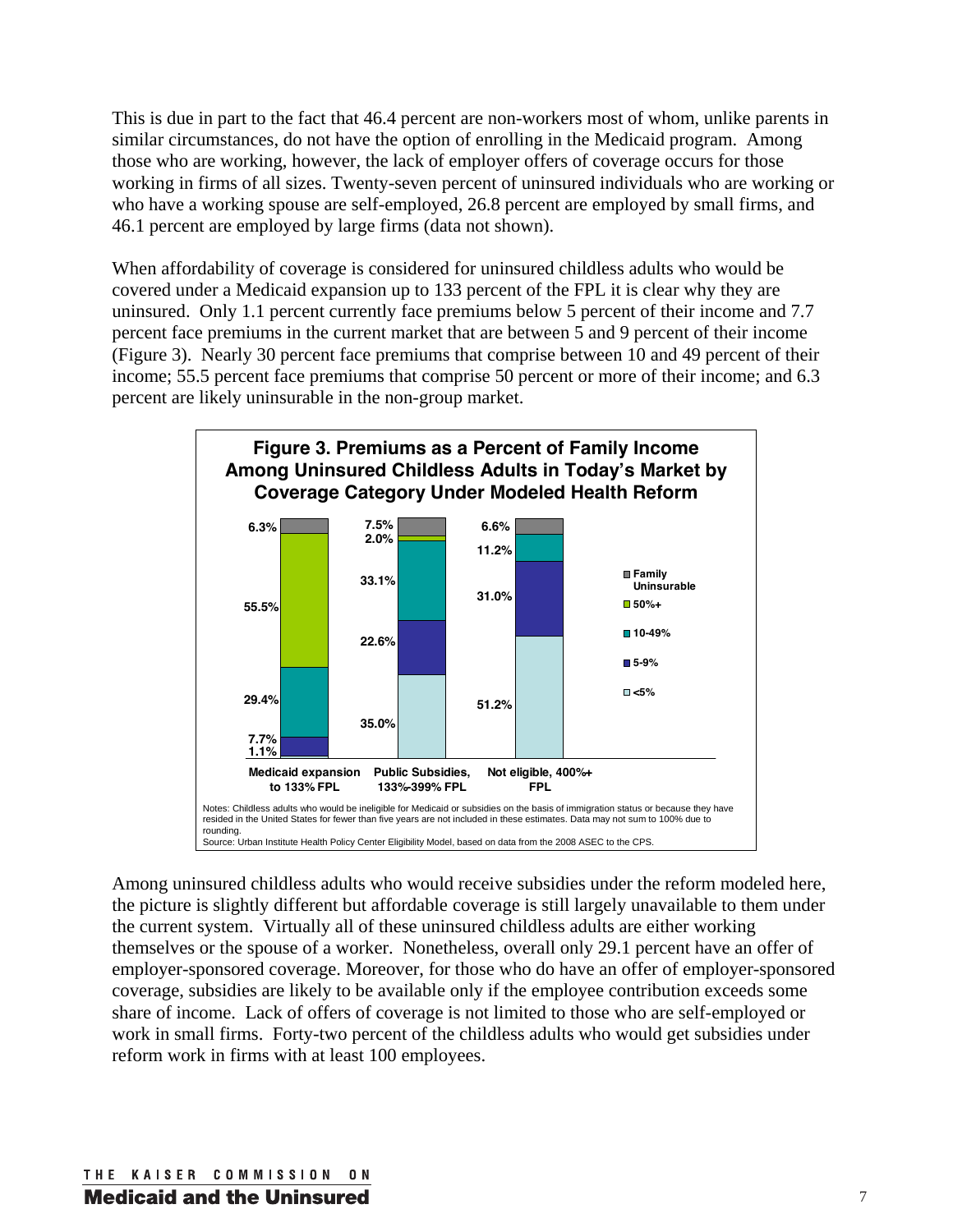This is due in part to the fact that 46.4 percent are non-workers most of whom, unlike parents in similar circumstances, do not have the option of enrolling in the Medicaid program. Among those who are working, however, the lack of employer offers of coverage occurs for those working in firms of all sizes. Twenty-seven percent of uninsured individuals who are working or who have a working spouse are self-employed, 26.8 percent are employed by small firms, and 46.1 percent are employed by large firms (data not shown).

When affordability of coverage is considered for uninsured childless adults who would be covered under a Medicaid expansion up to 133 percent of the FPL it is clear why they are uninsured. Only 1.1 percent currently face premiums below 5 percent of their income and 7.7 percent face premiums in the current market that are between 5 and 9 percent of their income (Figure 3). Nearly 30 percent face premiums that comprise between 10 and 49 percent of their income; 55.5 percent face premiums that comprise 50 percent or more of their income; and 6.3 percent are likely uninsurable in the non-group market.

**Figure 3. Premiums as a Percent of Family Income Among Uninsured Childless Adults in Today's Market by Coverage Category Under Modeled Health Reform**

| | Medicaid expansion to 133% FPL | Public Subsidies, 133%-399% FPL | Not eligible, 400%+ FPL |
|---|---|---|---|
| Family Uninsurable | 6.3% | 7.5% | 6.6% |
| 50%+ | 55.5% | 2.0% | |
| 10-49% | 29.4% | 33.1% | 11.2% |
| 5-9% | 7.7% | 22.6% | 31.0% |
| <5% | 1.1% | 35.0% | 51.2% |

Notes: Childless adults who would be ineligible for Medicaid or subsidies on the basis of immigration status or because they have resided in the United States for fewer than five years are not included in these estimates. Data may not sum to 100% due to rounding.
Source: Urban Institute Health Policy Center Eligibility Model, based on data from the 2008 ASEC to the CPS.

Among uninsured childless adults who would receive subsidies under the reform modeled here, the picture is slightly different but affordable coverage is still largely unavailable to them under the current system. Virtually all of these uninsured childless adults are either working themselves or the spouse of a worker. Nonetheless, overall only 29.1 percent have an offer of employer-sponsored coverage. Moreover, for those who do have an offer of employer-sponsored coverage, subsidies are likely to be available only if the employee contribution exceeds some share of income. Lack of offers of coverage is not limited to those who are self-employed or work in small firms. Forty-two percent of the childless adults who would get subsidies under reform work in firms with at least 100 employees.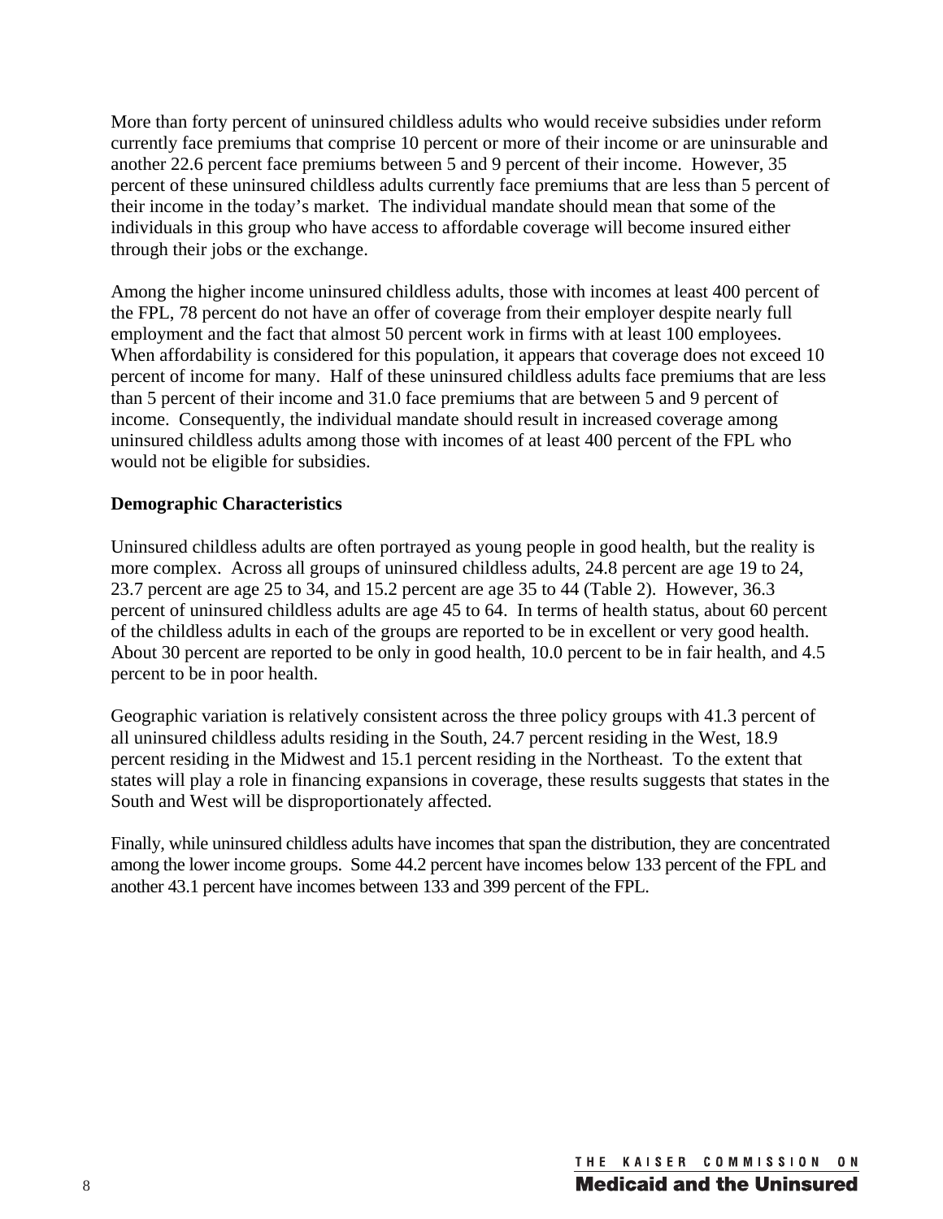More than forty percent of uninsured childless adults who would receive subsidies under reform currently face premiums that comprise 10 percent or more of their income or are uninsurable and another 22.6 percent face premiums between 5 and 9 percent of their income. However, 35 percent of these uninsured childless adults currently face premiums that are less than 5 percent of their income in the today's market. The individual mandate should mean that some of the individuals in this group who have access to affordable coverage will become insured either through their jobs or the exchange.

Among the higher income uninsured childless adults, those with incomes at least 400 percent of the FPL, 78 percent do not have an offer of coverage from their employer despite nearly full employment and the fact that almost 50 percent work in firms with at least 100 employees. When affordability is considered for this population, it appears that coverage does not exceed 10 percent of income for many. Half of these uninsured childless adults face premiums that are less than 5 percent of their income and 31.0 face premiums that are between 5 and 9 percent of income. Consequently, the individual mandate should result in increased coverage among uninsured childless adults among those with incomes of at least 400 percent of the FPL who would not be eligible for subsidies.

**Demographic Characteristics**

Uninsured childless adults are often portrayed as young people in good health, but the reality is more complex. Across all groups of uninsured childless adults, 24.8 percent are age 19 to 24, 23.7 percent are age 25 to 34, and 15.2 percent are age 35 to 44 (Table 2). However, 36.3 percent of uninsured childless adults are age 45 to 64. In terms of health status, about 60 percent of the childless adults in each of the groups are reported to be in excellent or very good health. About 30 percent are reported to be only in good health, 10.0 percent to be in fair health, and 4.5 percent to be in poor health.

Geographic variation is relatively consistent across the three policy groups with 41.3 percent of all uninsured childless adults residing in the South, 24.7 percent residing in the West, 18.9 percent residing in the Midwest and 15.1 percent residing in the Northeast. To the extent that states will play a role in financing expansions in coverage, these results suggests that states in the South and West will be disproportionately affected.

Finally, while uninsured childless adults have incomes that span the distribution, they are concentrated among the lower income groups. Some 44.2 percent have incomes below 133 percent of the FPL and another 43.1 percent have incomes between 133 and 399 percent of the FPL.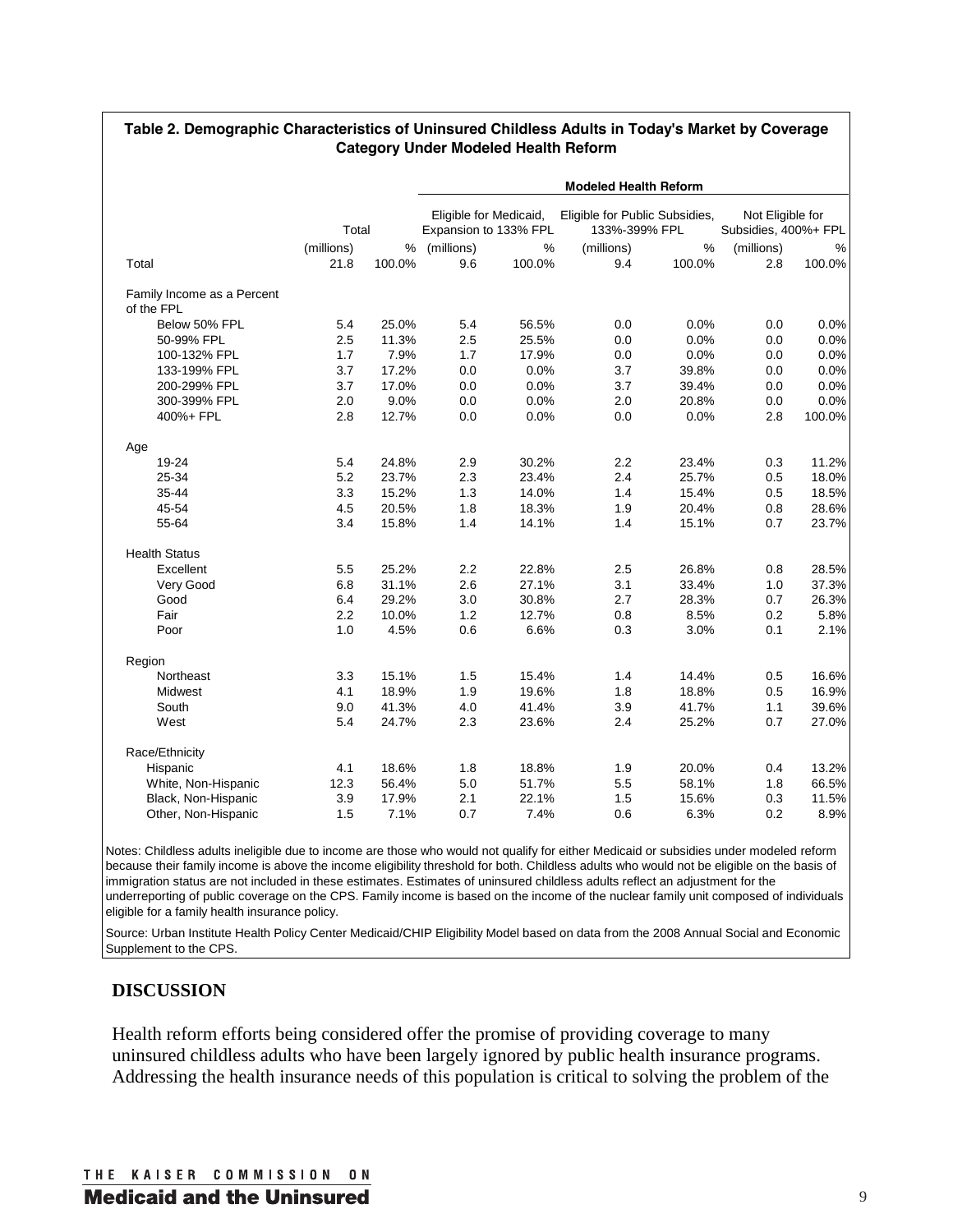**Table 2. Demographic Characteristics of Uninsured Childless Adults in Today's Market by Coverage Category Under Modeled Health Reform**

| | Total | | Modeled Health Reform | | | | | |
|---|---|---|---|---|---|---|---|---|
| | | | Eligible for Medicaid, Expansion to 133% FPL | | Eligible for Public Subsidies, 133%-399% FPL | | Not Eligible for Subsidies, 400%+ FPL | |
| | (millions) | % | (millions) | % | (millions) | % | (millions) | % |
| Total | 21.8 | 100.0% | 9.6 | 100.0% | 9.4 | 100.0% | 2.8 | 100.0% |
| **Family Income as a Percent of the FPL** | | | | | | | | |
| Below 50% FPL | 5.4 | 25.0% | 5.4 | 56.5% | 0.0 | 0.0% | 0.0 | 0.0% |
| 50-99% FPL | 2.5 | 11.3% | 2.5 | 25.5% | 0.0 | 0.0% | 0.0 | 0.0% |
| 100-132% FPL | 1.7 | 7.9% | 1.7 | 17.9% | 0.0 | 0.0% | 0.0 | 0.0% |
| 133-199% FPL | 3.7 | 17.2% | 0.0 | 0.0% | 3.7 | 39.8% | 0.0 | 0.0% |
| 200-299% FPL | 3.7 | 17.0% | 0.0 | 0.0% | 3.7 | 39.4% | 0.0 | 0.0% |
| 300-399% FPL | 2.0 | 9.0% | 0.0 | 0.0% | 2.0 | 20.8% | 0.0 | 0.0% |
| 400%+ FPL | 2.8 | 12.7% | 0.0 | 0.0% | 0.0 | 0.0% | 2.8 | 100.0% |
| **Age** | | | | | | | | |
| 19-24 | 5.4 | 24.8% | 2.9 | 30.2% | 2.2 | 23.4% | 0.3 | 11.2% |
| 25-34 | 5.2 | 23.7% | 2.3 | 23.4% | 2.4 | 25.7% | 0.5 | 18.0% |
| 35-44 | 3.3 | 15.2% | 1.3 | 14.0% | 1.4 | 15.4% | 0.5 | 18.5% |
| 45-54 | 4.5 | 20.5% | 1.8 | 18.3% | 1.9 | 20.4% | 0.8 | 28.6% |
| 55-64 | 3.4 | 15.8% | 1.4 | 14.1% | 1.4 | 15.1% | 0.7 | 23.7% |
| **Health Status** | | | | | | | | |
| Excellent | 5.5 | 25.2% | 2.2 | 22.8% | 2.5 | 26.8% | 0.8 | 28.5% |
| Very Good | 6.8 | 31.1% | 2.6 | 27.1% | 3.1 | 33.4% | 1.0 | 37.3% |
| Good | 6.4 | 29.2% | 3.0 | 30.8% | 2.7 | 28.3% | 0.7 | 26.3% |
| Fair | 2.2 | 10.0% | 1.2 | 12.7% | 0.8 | 8.5% | 0.2 | 5.8% |
| Poor | 1.0 | 4.5% | 0.6 | 6.6% | 0.3 | 3.0% | 0.1 | 2.1% |
| **Region** | | | | | | | | |
| Northeast | 3.3 | 15.1% | 1.5 | 15.4% | 1.4 | 14.4% | 0.5 | 16.6% |
| Midwest | 4.1 | 18.9% | 1.9 | 19.6% | 1.8 | 18.8% | 0.5 | 16.9% |
| South | 9.0 | 41.3% | 4.0 | 41.4% | 3.9 | 41.7% | 1.1 | 39.6% |
| West | 5.4 | 24.7% | 2.3 | 23.6% | 2.4 | 25.2% | 0.7 | 27.0% |
| **Race/Ethnicity** | | | | | | | | |
| Hispanic | 4.1 | 18.6% | 1.8 | 18.8% | 1.9 | 20.0% | 0.4 | 13.2% |
| White, Non-Hispanic | 12.3 | 56.4% | 5.0 | 51.7% | 5.5 | 58.1% | 1.8 | 66.5% |
| Black, Non-Hispanic | 3.9 | 17.9% | 2.1 | 22.1% | 1.5 | 15.6% | 0.3 | 11.5% |
| Other, Non-Hispanic | 1.5 | 7.1% | 0.7 | 7.4% | 0.6 | 6.3% | 0.2 | 8.9% |

Notes: Childless adults ineligible due to income are those who would not qualify for either Medicaid or subsidies under modeled reform because their family income is above the income eligibility threshold for both. Childless adults who would not be eligible on the basis of immigration status are not included in these estimates. Estimates of uninsured childless adults reflect an adjustment for the underreporting of public coverage on the CPS. Family income is based on the income of the nuclear family unit composed of individuals eligible for a family health insurance policy.

Source: Urban Institute Health Policy Center Medicaid/CHIP Eligibility Model based on data from the 2008 Annual Social and Economic Supplement to the CPS.

## DISCUSSION

Health reform efforts being considered offer the promise of providing coverage to many uninsured childless adults who have been largely ignored by public health insurance programs. Addressing the health insurance needs of this population is critical to solving the problem of the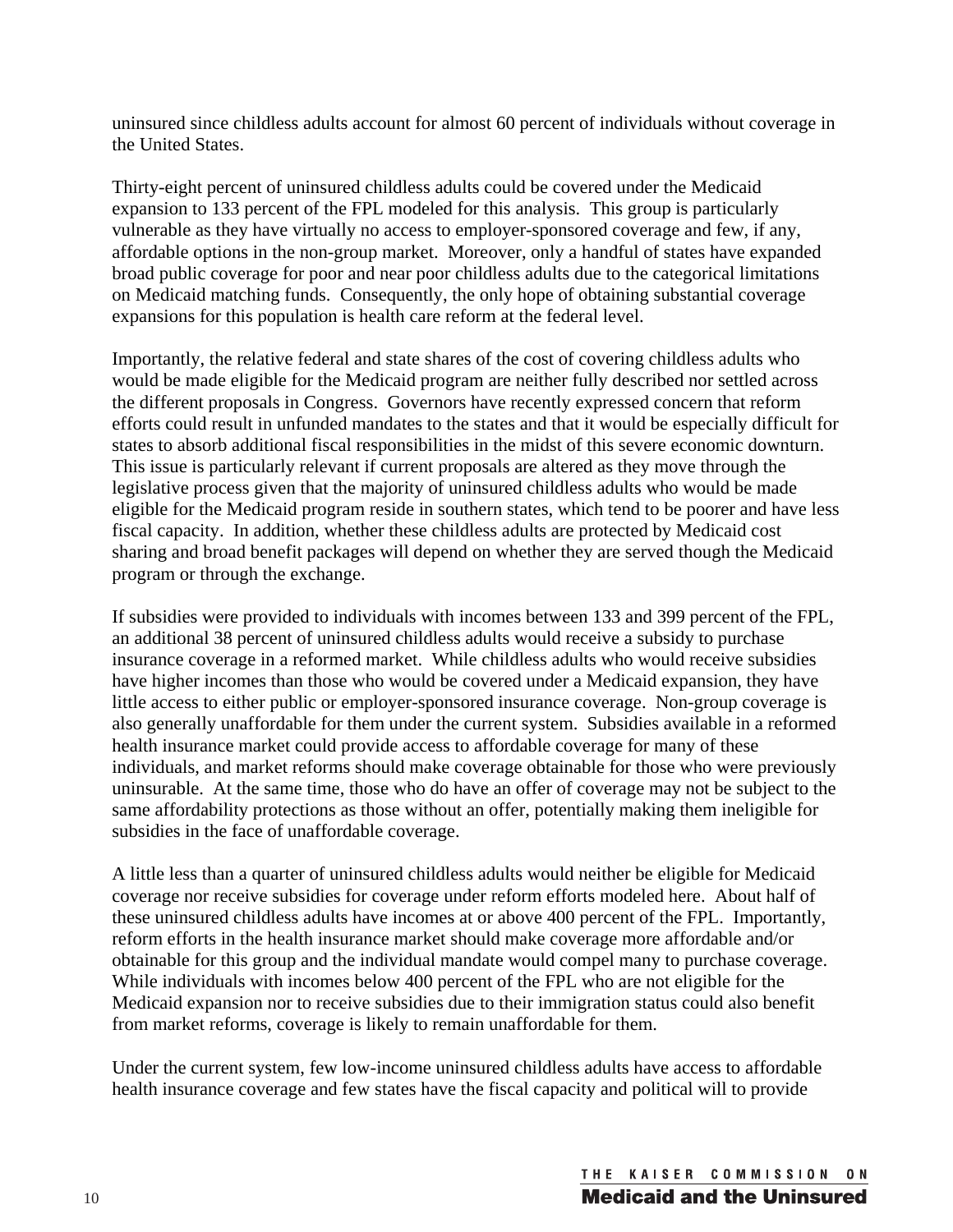uninsured since childless adults account for almost 60 percent of individuals without coverage in the United States.

Thirty-eight percent of uninsured childless adults could be covered under the Medicaid expansion to 133 percent of the FPL modeled for this analysis. This group is particularly vulnerable as they have virtually no access to employer-sponsored coverage and few, if any, affordable options in the non-group market. Moreover, only a handful of states have expanded broad public coverage for poor and near poor childless adults due to the categorical limitations on Medicaid matching funds. Consequently, the only hope of obtaining substantial coverage expansions for this population is health care reform at the federal level.

Importantly, the relative federal and state shares of the cost of covering childless adults who would be made eligible for the Medicaid program are neither fully described nor settled across the different proposals in Congress. Governors have recently expressed concern that reform efforts could result in unfunded mandates to the states and that it would be especially difficult for states to absorb additional fiscal responsibilities in the midst of this severe economic downturn. This issue is particularly relevant if current proposals are altered as they move through the legislative process given that the majority of uninsured childless adults who would be made eligible for the Medicaid program reside in southern states, which tend to be poorer and have less fiscal capacity. In addition, whether these childless adults are protected by Medicaid cost sharing and broad benefit packages will depend on whether they are served though the Medicaid program or through the exchange.

If subsidies were provided to individuals with incomes between 133 and 399 percent of the FPL, an additional 38 percent of uninsured childless adults would receive a subsidy to purchase insurance coverage in a reformed market. While childless adults who would receive subsidies have higher incomes than those who would be covered under a Medicaid expansion, they have little access to either public or employer-sponsored insurance coverage. Non-group coverage is also generally unaffordable for them under the current system. Subsidies available in a reformed health insurance market could provide access to affordable coverage for many of these individuals, and market reforms should make coverage obtainable for those who were previously uninsurable. At the same time, those who do have an offer of coverage may not be subject to the same affordability protections as those without an offer, potentially making them ineligible for subsidies in the face of unaffordable coverage.

A little less than a quarter of uninsured childless adults would neither be eligible for Medicaid coverage nor receive subsidies for coverage under reform efforts modeled here. About half of these uninsured childless adults have incomes at or above 400 percent of the FPL. Importantly, reform efforts in the health insurance market should make coverage more affordable and/or obtainable for this group and the individual mandate would compel many to purchase coverage. While individuals with incomes below 400 percent of the FPL who are not eligible for the Medicaid expansion nor to receive subsidies due to their immigration status could also benefit from market reforms, coverage is likely to remain unaffordable for them.

Under the current system, few low-income uninsured childless adults have access to affordable health insurance coverage and few states have the fiscal capacity and political will to provide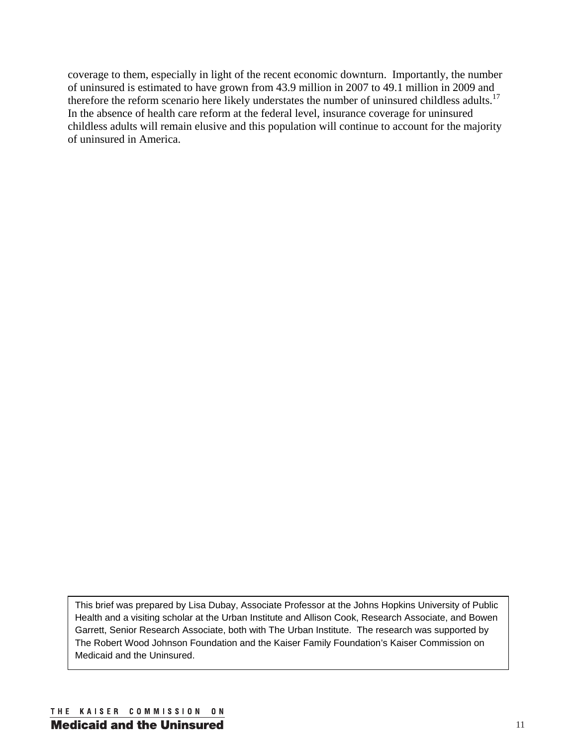coverage to them, especially in light of the recent economic downturn. Importantly, the number of uninsured is estimated to have grown from 43.9 million in 2007 to 49.1 million in 2009 and therefore the reform scenario here likely understates the number of uninsured childless adults.[17] In the absence of health care reform at the federal level, insurance coverage for uninsured childless adults will remain elusive and this population will continue to account for the majority of uninsured in America.

This brief was prepared by Lisa Dubay, Associate Professor at the Johns Hopkins University of Public Health and a visiting scholar at the Urban Institute and Allison Cook, Research Associate, and Bowen Garrett, Senior Research Associate, both with The Urban Institute. The research was supported by The Robert Wood Johnson Foundation and the Kaiser Family Foundation's Kaiser Commission on Medicaid and the Uninsured.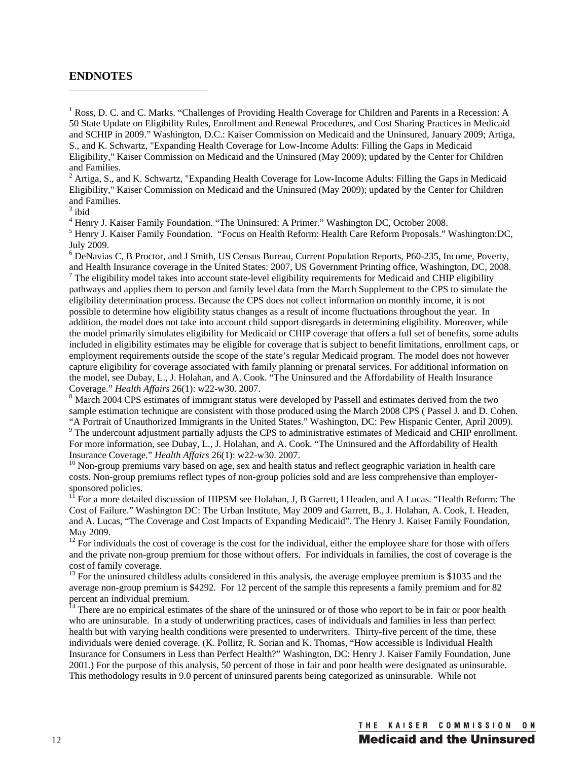## ENDNOTES

[1] Ross, D. C. and C. Marks. "Challenges of Providing Health Coverage for Children and Parents in a Recession: A 50 State Update on Eligibility Rules, Enrollment and Renewal Procedures, and Cost Sharing Practices in Medicaid and SCHIP in 2009." Washington, D.C.: Kaiser Commission on Medicaid and the Uninsured, January 2009; Artiga, S., and K. Schwartz, "Expanding Health Coverage for Low-Income Adults: Filling the Gaps in Medicaid Eligibility," Kaiser Commission on Medicaid and the Uninsured (May 2009); updated by the Center for Children and Families.

[2] Artiga, S., and K. Schwartz, "Expanding Health Coverage for Low-Income Adults: Filling the Gaps in Medicaid Eligibility," Kaiser Commission on Medicaid and the Uninsured (May 2009); updated by the Center for Children and Families.

[3] ibid

[4] Henry J. Kaiser Family Foundation. "The Uninsured: A Primer." Washington DC, October 2008.

[5] Henry J. Kaiser Family Foundation. "Focus on Health Reform: Health Care Reform Proposals." Washington:DC, July 2009.

[6] DeNavias C, B Proctor, and J Smith, US Census Bureau, Current Population Reports, P60-235, Income, Poverty, and Health Insurance coverage in the United States: 2007, US Government Printing office, Washington, DC, 2008.

[7] The eligibility model takes into account state-level eligibility requirements for Medicaid and CHIP eligibility pathways and applies them to person and family level data from the March Supplement to the CPS to simulate the eligibility determination process. Because the CPS does not collect information on monthly income, it is not possible to determine how eligibility status changes as a result of income fluctuations throughout the year. In addition, the model does not take into account child support disregards in determining eligibility. Moreover, while the model primarily simulates eligibility for Medicaid or CHIP coverage that offers a full set of benefits, some adults included in eligibility estimates may be eligible for coverage that is subject to benefit limitations, enrollment caps, or employment requirements outside the scope of the state's regular Medicaid program. The model does not however capture eligibility for coverage associated with family planning or prenatal services. For additional information on the model, see Dubay, L., J. Holahan, and A. Cook. "The Uninsured and the Affordability of Health Insurance Coverage." *Health Affairs* 26(1): w22-w30. 2007.

[8] March 2004 CPS estimates of immigrant status were developed by Passell and estimates derived from the two sample estimation technique are consistent with those produced using the March 2008 CPS ( Passel J. and D. Cohen. "A Portrait of Unauthorized Immigrants in the United States." Washington, DC: Pew Hispanic Center, April 2009).

[9] The undercount adjustment partially adjusts the CPS to administrative estimates of Medicaid and CHIP enrollment. For more information, see Dubay, L., J. Holahan, and A. Cook. "The Uninsured and the Affordability of Health Insurance Coverage." *Health Affairs* 26(1): w22-w30. 2007.

[10] Non-group premiums vary based on age, sex and health status and reflect geographic variation in health care costs. Non-group premiums reflect types of non-group policies sold and are less comprehensive than employer-sponsored policies.

[11] For a more detailed discussion of HIPSM see Holahan, J, B Garrett, I Headen, and A Lucas. "Health Reform: The Cost of Failure." Washington DC: The Urban Institute, May 2009 and Garrett, B., J. Holahan, A. Cook, I. Headen, and A. Lucas, "The Coverage and Cost Impacts of Expanding Medicaid". The Henry J. Kaiser Family Foundation, May 2009.

[12] For individuals the cost of coverage is the cost for the individual, either the employee share for those with offers and the private non-group premium for those without offers. For individuals in families, the cost of coverage is the cost of family coverage.

[13] For the uninsured childless adults considered in this analysis, the average employee premium is $1035 and the average non-group premium is $4292. For 12 percent of the sample this represents a family premium and for 82 percent an individual premium.

[14] There are no empirical estimates of the share of the uninsured or of those who report to be in fair or poor health who are uninsurable. In a study of underwriting practices, cases of individuals and families in less than perfect health but with varying health conditions were presented to underwriters. Thirty-five percent of the time, these individuals were denied coverage. (K. Pollitz, R. Sorian and K. Thomas, "How accessible is Individual Health Insurance for Consumers in Less than Perfect Health?" Washington, DC: Henry J. Kaiser Family Foundation, June 2001.) For the purpose of this analysis, 50 percent of those in fair and poor health were designated as uninsurable. This methodology results in 9.0 percent of uninsured parents being categorized as uninsurable. While not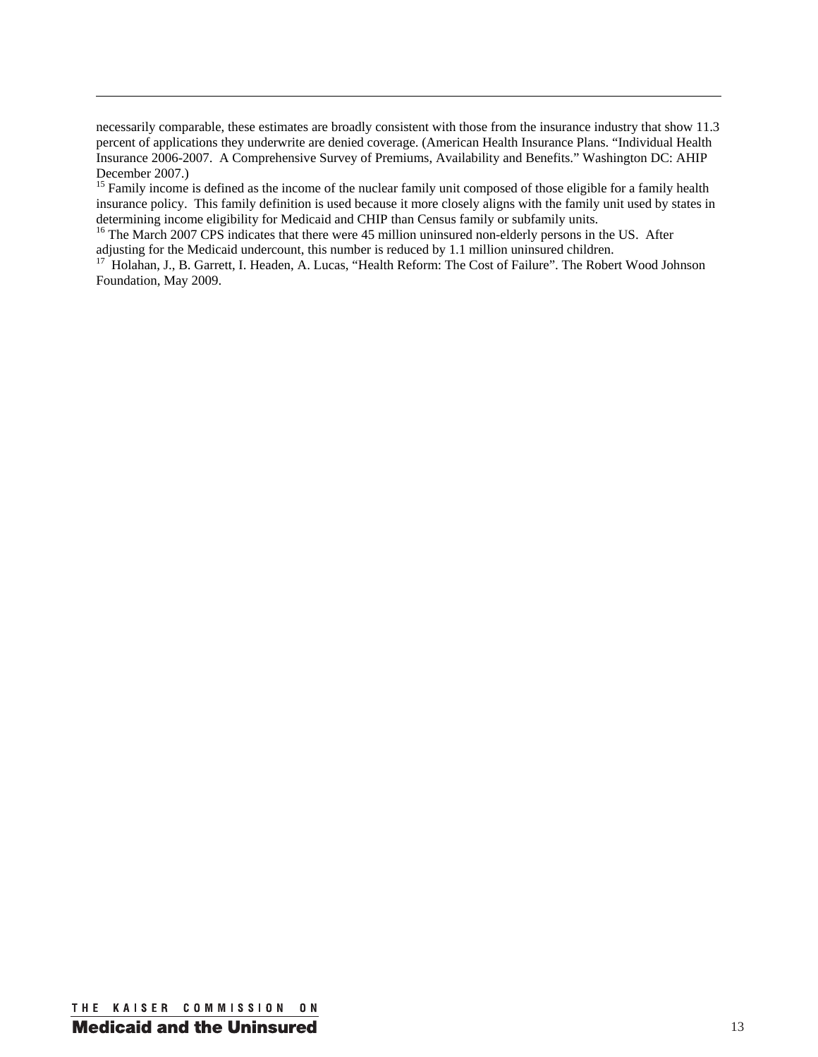necessarily comparable, these estimates are broadly consistent with those from the insurance industry that show 11.3 percent of applications they underwrite are denied coverage. (American Health Insurance Plans. "Individual Health Insurance 2006-2007. A Comprehensive Survey of Premiums, Availability and Benefits." Washington DC: AHIP December 2007.)

[15] Family income is defined as the income of the nuclear family unit composed of those eligible for a family health insurance policy. This family definition is used because it more closely aligns with the family unit used by states in determining income eligibility for Medicaid and CHIP than Census family or subfamily units.

[16] The March 2007 CPS indicates that there were 45 million uninsured non-elderly persons in the US. After adjusting for the Medicaid undercount, this number is reduced by 1.1 million uninsured children.

[17] Holahan, J., B. Garrett, I. Headen, A. Lucas, "Health Reform: The Cost of Failure". The Robert Wood Johnson Foundation, May 2009.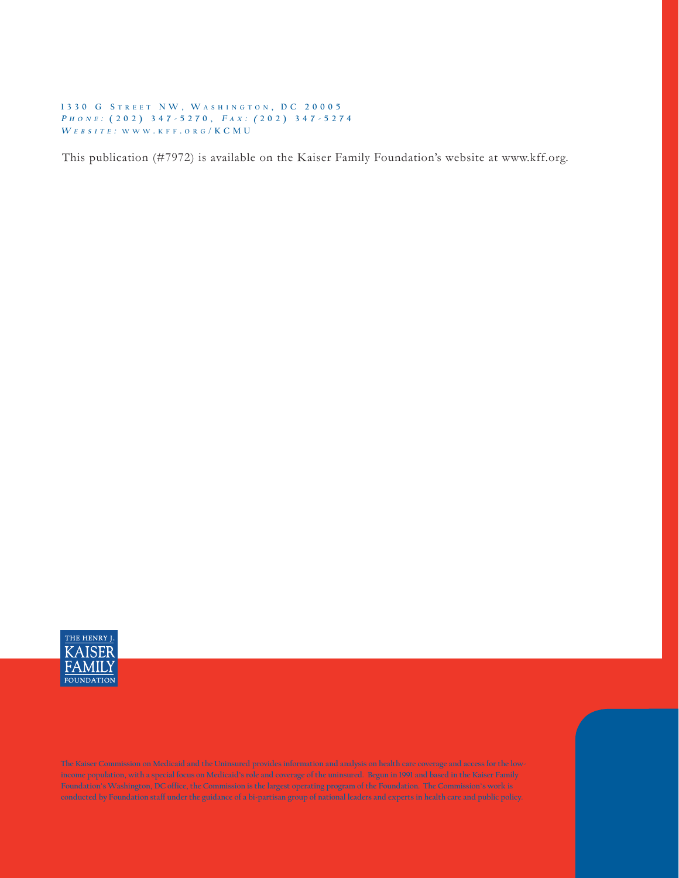1330 G Street NW, Washington, DC 20005
*Phone:* (202) 347-5270, *Fax:* (202) 347-5274
*Website:* www.kff.org/KCMU

This publication (#7972) is available on the Kaiser Family Foundation's website at www.kff.org.

THE HENRY J.
KAISER
FAMILY
FOUNDATION

The Kaiser Commission on Medicaid and the Uninsured provides information and analysis on health care coverage and access for the low-income population, with a special focus on Medicaid's role and coverage of the uninsured. Begun in 1991 and based in the Kaiser Family Foundation's Washington, DC office, the Commission is the largest operating program of the Foundation. The Commission's work is conducted by Foundation staff under the guidance of a bi-partisan group of national leaders and experts in health care and public policy.